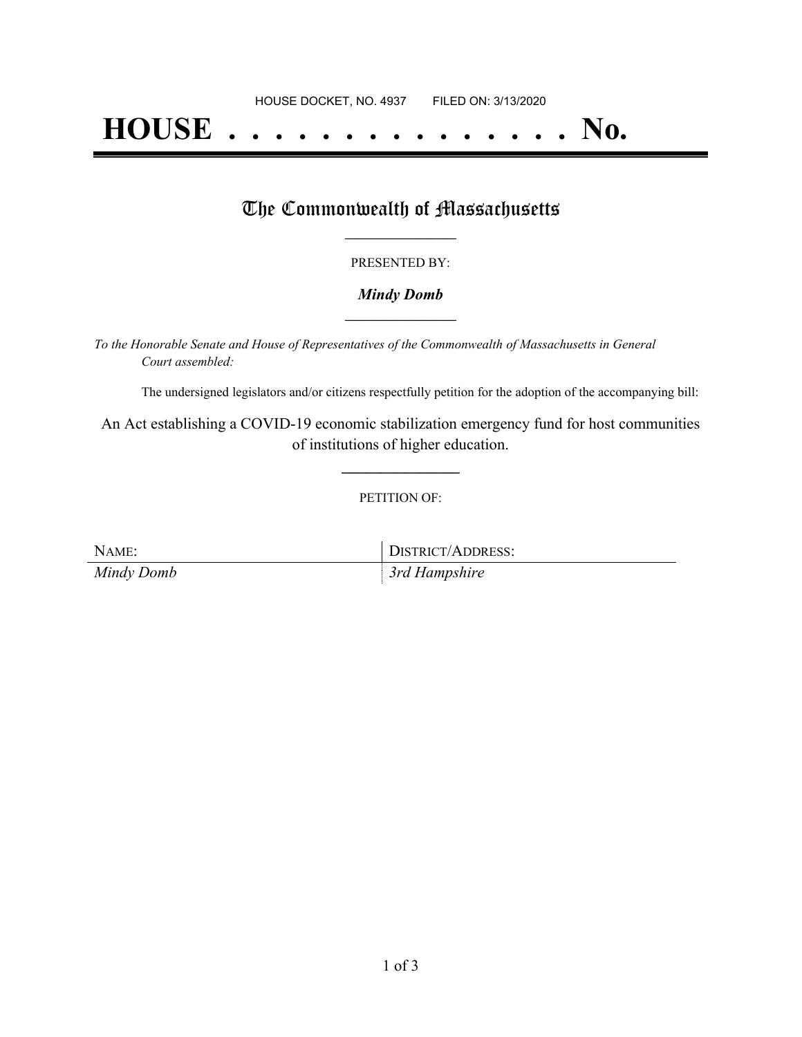HOUSE DOCKET, NO. 4937        FILED ON: 3/13/2020

# HOUSE . . . . . . . . . . . . . . . No.

## The Commonwealth of Massachusetts

PRESENTED BY:

***Mindy Domb***

*To the Honorable Senate and House of Representatives of the Commonwealth of Massachusetts in General Court assembled:*

The undersigned legislators and/or citizens respectfully petition for the adoption of the accompanying bill:

An Act establishing a COVID-19 economic stabilization emergency fund for host communities of institutions of higher education.

PETITION OF:

| NAME: | DISTRICT/ADDRESS: |
| --- | --- |
| *Mindy Domb* | *3rd Hampshire* |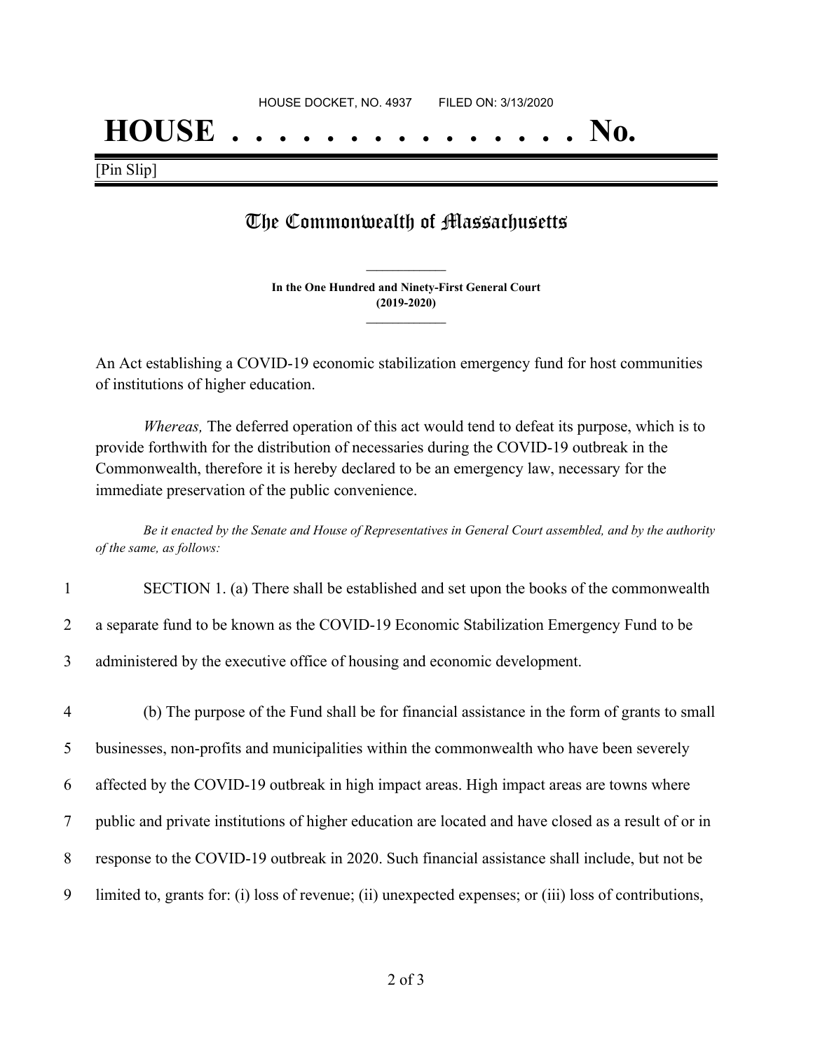HOUSE DOCKET, NO. 4937 FILED ON: 3/13/2020

# HOUSE . . . . . . . . . . . . . . . No.

[Pin Slip]

## The Commonwealth of Massachusetts

**In the One Hundred and Ninety-First General Court (2019-2020)**

An Act establishing a COVID-19 economic stabilization emergency fund for host communities of institutions of higher education.

*Whereas,* The deferred operation of this act would tend to defeat its purpose, which is to provide forthwith for the distribution of necessaries during the COVID-19 outbreak in the Commonwealth, therefore it is hereby declared to be an emergency law, necessary for the immediate preservation of the public convenience.

*Be it enacted by the Senate and House of Representatives in General Court assembled, and by the authority of the same, as follows:*

1 SECTION 1. (a) There shall be established and set upon the books of the commonwealth
2 a separate fund to be known as the COVID-19 Economic Stabilization Emergency Fund to be
3 administered by the executive office of housing and economic development.

4 (b) The purpose of the Fund shall be for financial assistance in the form of grants to small
5 businesses, non-profits and municipalities within the commonwealth who have been severely
6 affected by the COVID-19 outbreak in high impact areas. High impact areas are towns where
7 public and private institutions of higher education are located and have closed as a result of or in
8 response to the COVID-19 outbreak in 2020. Such financial assistance shall include, but not be
9 limited to, grants for: (i) loss of revenue; (ii) unexpected expenses; or (iii) loss of contributions,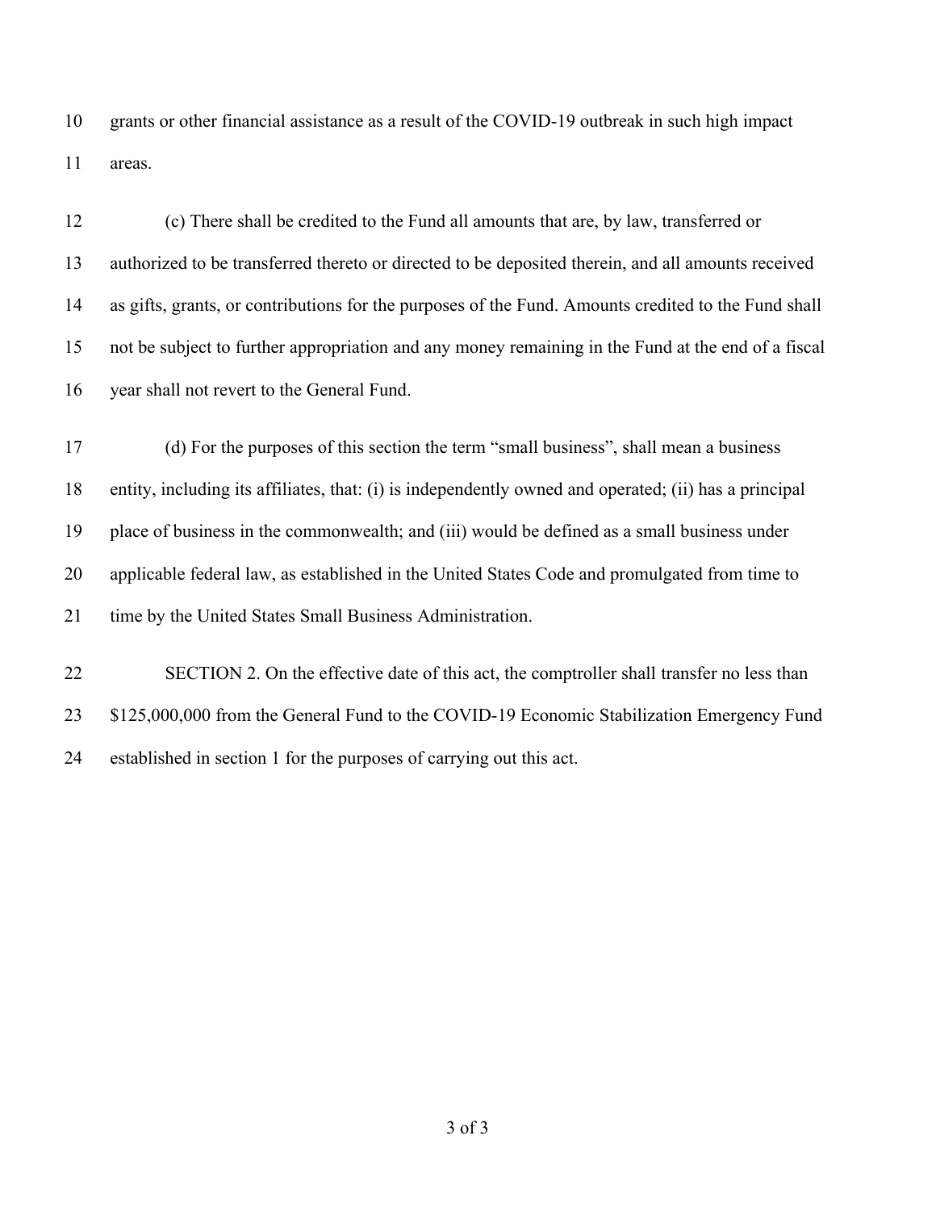grants or other financial assistance as a result of the COVID-19 outbreak in such high impact areas.

(c) There shall be credited to the Fund all amounts that are, by law, transferred or authorized to be transferred thereto or directed to be deposited therein, and all amounts received as gifts, grants, or contributions for the purposes of the Fund. Amounts credited to the Fund shall not be subject to further appropriation and any money remaining in the Fund at the end of a fiscal year shall not revert to the General Fund.

(d) For the purposes of this section the term "small business", shall mean a business entity, including its affiliates, that: (i) is independently owned and operated; (ii) has a principal place of business in the commonwealth; and (iii) would be defined as a small business under applicable federal law, as established in the United States Code and promulgated from time to time by the United States Small Business Administration.

SECTION 2. On the effective date of this act, the comptroller shall transfer no less than $125,000,000 from the General Fund to the COVID-19 Economic Stabilization Emergency Fund established in section 1 for the purposes of carrying out this act.